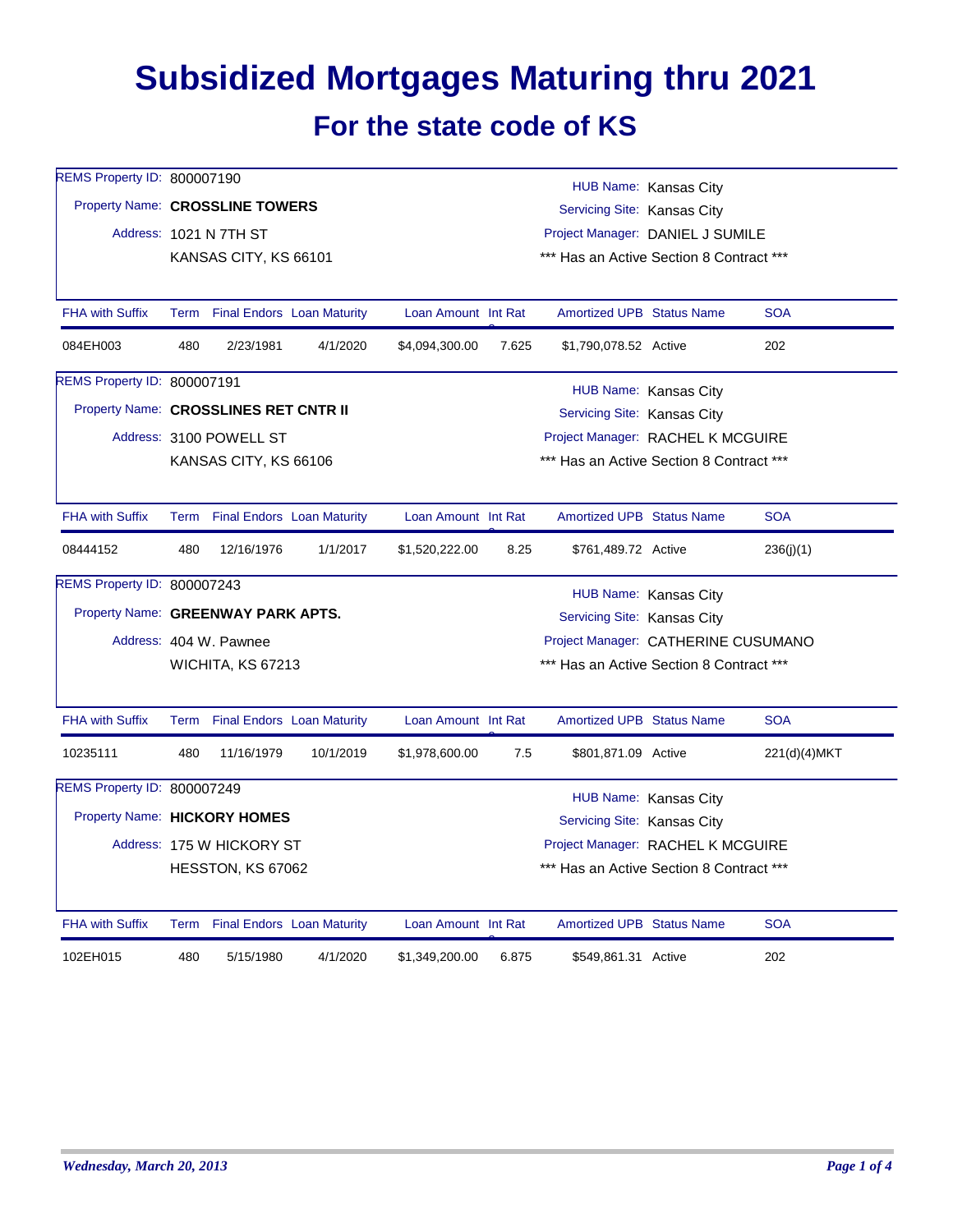# Subsidized Mortgages Maturing thru 2021

## For the state code of KS

REMS Property ID: 800007190
Property Name: **CROSSLINE TOWERS**
Address: 1021 N 7TH ST
KANSAS CITY, KS 66101

HUB Name: Kansas City
Servicing Site: Kansas City
Project Manager: DANIEL J SUMILE
*** Has an Active Section 8 Contract ***

| FHA with Suffix | Term | Final Endors | Loan Maturity | Loan Amount | Int Rate | Amortized UPB | Status Name | SOA |
|---|---|---|---|---|---|---|---|---|
| 084EH003 | 480 | 2/23/1981 | 4/1/2020 | $4,094,300.00 | 7.625 | $1,790,078.52 | Active | 202 |

REMS Property ID: 800007191
Property Name: **CROSSLINES RET CNTR II**
Address: 3100 POWELL ST
KANSAS CITY, KS 66106

HUB Name: Kansas City
Servicing Site: Kansas City
Project Manager: RACHEL K MCGUIRE
*** Has an Active Section 8 Contract ***

| FHA with Suffix | Term | Final Endors | Loan Maturity | Loan Amount | Int Rate | Amortized UPB | Status Name | SOA |
|---|---|---|---|---|---|---|---|---|
| 08444152 | 480 | 12/16/1976 | 1/1/2017 | $1,520,222.00 | 8.25 | $761,489.72 | Active | 236(j)(1) |

REMS Property ID: 800007243
Property Name: **GREENWAY PARK APTS.**
Address: 404 W. Pawnee
WICHITA, KS 67213

HUB Name: Kansas City
Servicing Site: Kansas City
Project Manager: CATHERINE CUSUMANO
*** Has an Active Section 8 Contract ***

| FHA with Suffix | Term | Final Endors | Loan Maturity | Loan Amount | Int Rate | Amortized UPB | Status Name | SOA |
|---|---|---|---|---|---|---|---|---|
| 10235111 | 480 | 11/16/1979 | 10/1/2019 | $1,978,600.00 | 7.5 | $801,871.09 | Active | 221(d)(4)MKT |

REMS Property ID: 800007249
Property Name: **HICKORY HOMES**
Address: 175 W HICKORY ST
HESSTON, KS 67062

HUB Name: Kansas City
Servicing Site: Kansas City
Project Manager: RACHEL K MCGUIRE
*** Has an Active Section 8 Contract ***

| FHA with Suffix | Term | Final Endors | Loan Maturity | Loan Amount | Int Rate | Amortized UPB | Status Name | SOA |
|---|---|---|---|---|---|---|---|---|
| 102EH015 | 480 | 5/15/1980 | 4/1/2020 | $1,349,200.00 | 6.875 | $549,861.31 | Active | 202 |

*Wednesday, March 20, 2013*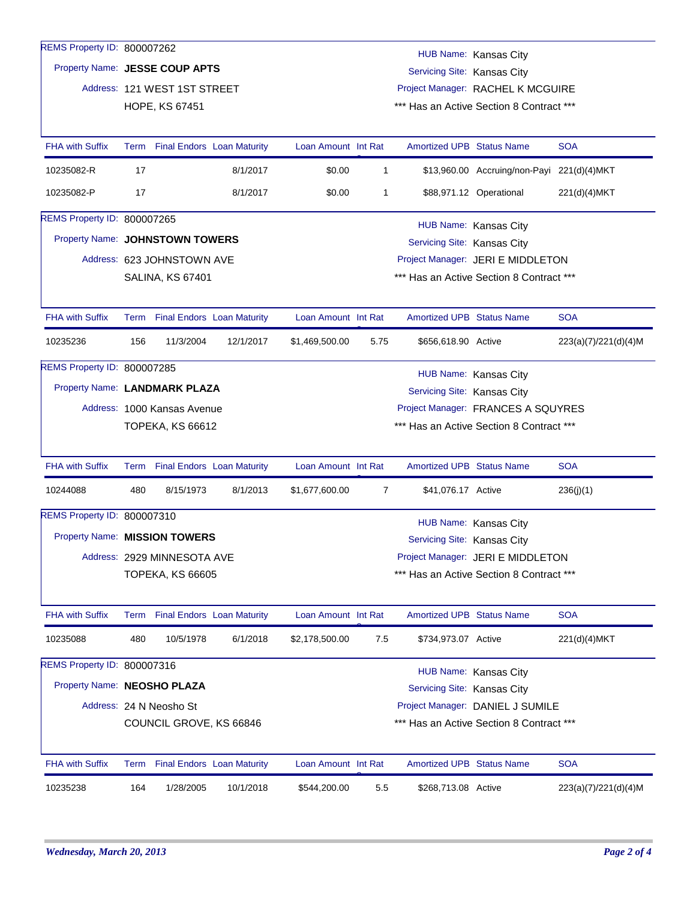REMS Property ID: 800007262
Property Name: **JESSE COUP APTS**
Address: 121 WEST 1ST STREET
HOPE, KS 67451

HUB Name: Kansas City
Servicing Site: Kansas City
Project Manager: RACHEL K MCGUIRE
*** Has an Active Section 8 Contract ***

| FHA with Suffix | Term | Final Endors | Loan Maturity | Loan Amount | Int Rat | Amortized UPB | Status Name | SOA |
|---|---|---|---|---|---|---|---|---|
| 10235082-R | 17 | | 8/1/2017 | $0.00 | 1 | $13,960.00 | Accruing/non-Payi | 221(d)(4)MKT |
| 10235082-P | 17 | | 8/1/2017 | $0.00 | 1 | $88,971.12 | Operational | 221(d)(4)MKT |

REMS Property ID: 800007265
Property Name: **JOHNSTOWN TOWERS**
Address: 623 JOHNSTOWN AVE
SALINA, KS 67401

HUB Name: Kansas City
Servicing Site: Kansas City
Project Manager: JERI E MIDDLETON
*** Has an Active Section 8 Contract ***

| FHA with Suffix | Term | Final Endors | Loan Maturity | Loan Amount | Int Rat | Amortized UPB | Status Name | SOA |
|---|---|---|---|---|---|---|---|---|
| 10235236 | 156 | 11/3/2004 | 12/1/2017 | $1,469,500.00 | 5.75 | $656,618.90 | Active | 223(a)(7)/221(d)(4)M |

REMS Property ID: 800007285
Property Name: **LANDMARK PLAZA**
Address: 1000 Kansas Avenue
TOPEKA, KS 66612

HUB Name: Kansas City
Servicing Site: Kansas City
Project Manager: FRANCES A SQUYRES
*** Has an Active Section 8 Contract ***

| FHA with Suffix | Term | Final Endors | Loan Maturity | Loan Amount | Int Rat | Amortized UPB | Status Name | SOA |
|---|---|---|---|---|---|---|---|---|
| 10244088 | 480 | 8/15/1973 | 8/1/2013 | $1,677,600.00 | 7 | $41,076.17 | Active | 236(j)(1) |

REMS Property ID: 800007310
Property Name: **MISSION TOWERS**
Address: 2929 MINNESOTA AVE
TOPEKA, KS 66605

HUB Name: Kansas City
Servicing Site: Kansas City
Project Manager: JERI E MIDDLETON
*** Has an Active Section 8 Contract ***

| FHA with Suffix | Term | Final Endors | Loan Maturity | Loan Amount | Int Rat | Amortized UPB | Status Name | SOA |
|---|---|---|---|---|---|---|---|---|
| 10235088 | 480 | 10/5/1978 | 6/1/2018 | $2,178,500.00 | 7.5 | $734,973.07 | Active | 221(d)(4)MKT |

REMS Property ID: 800007316
Property Name: **NEOSHO PLAZA**
Address: 24 N Neosho St
COUNCIL GROVE, KS 66846

HUB Name: Kansas City
Servicing Site: Kansas City
Project Manager: DANIEL J SUMILE
*** Has an Active Section 8 Contract ***

| FHA with Suffix | Term | Final Endors | Loan Maturity | Loan Amount | Int Rat | Amortized UPB | Status Name | SOA |
|---|---|---|---|---|---|---|---|---|
| 10235238 | 164 | 1/28/2005 | 10/1/2018 | $544,200.00 | 5.5 | $268,713.08 | Active | 223(a)(7)/221(d)(4)M |

*Wednesday, March 20, 2013*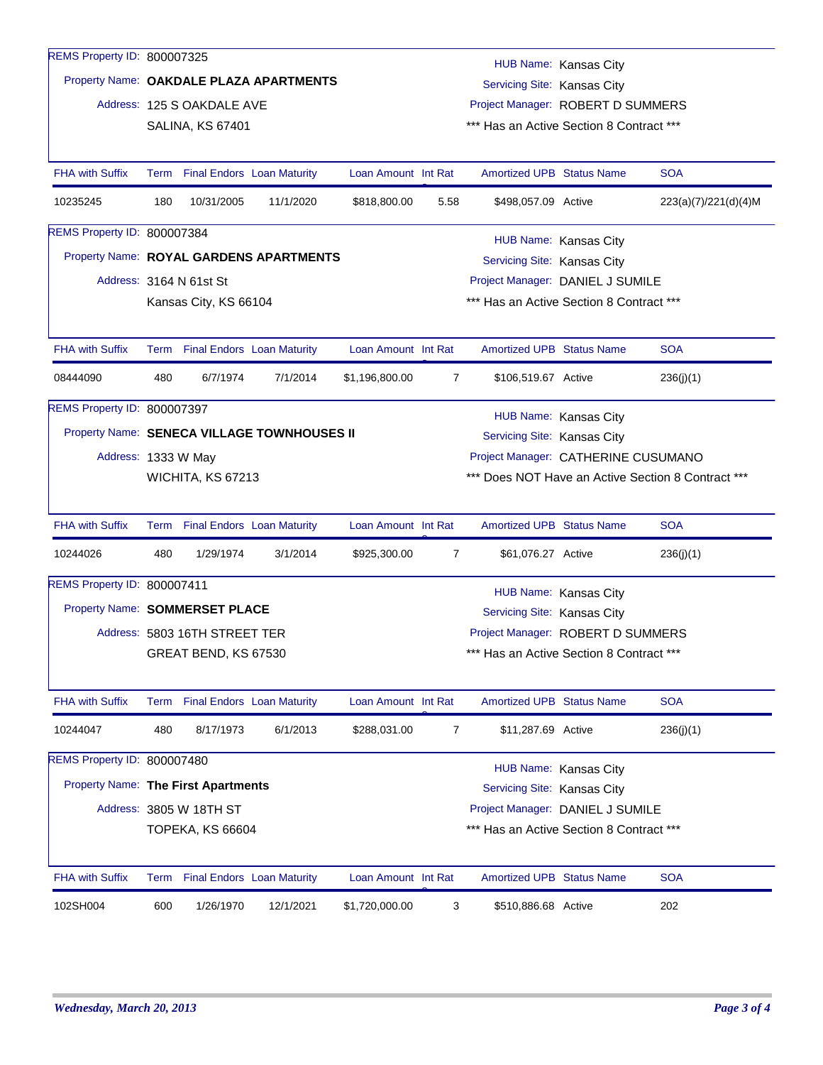REMS Property ID: 800007325

Property Name: **OAKDALE PLAZA APARTMENTS**

Address: 125 S OAKDALE AVE
SALINA, KS 67401

HUB Name: Kansas City
Servicing Site: Kansas City
Project Manager: ROBERT D SUMMERS
*** Has an Active Section 8 Contract ***

| FHA with Suffix | Term | Final Endors | Loan Maturity | Loan Amount | Int Rate | Amortized UPB | Status Name | SOA |
|---|---|---|---|---|---|---|---|---|
| 10235245 | 180 | 10/31/2005 | 11/1/2020 | $818,800.00 | 5.58 | $498,057.09 | Active | 223(a)(7)/221(d)(4)M |

REMS Property ID: 800007384

Property Name: **ROYAL GARDENS APARTMENTS**

Address: 3164 N 61st St
Kansas City, KS 66104

HUB Name: Kansas City
Servicing Site: Kansas City
Project Manager: DANIEL J SUMILE
*** Has an Active Section 8 Contract ***

| FHA with Suffix | Term | Final Endors | Loan Maturity | Loan Amount | Int Rate | Amortized UPB | Status Name | SOA |
|---|---|---|---|---|---|---|---|---|
| 08444090 | 480 | 6/7/1974 | 7/1/2014 | $1,196,800.00 | 7 | $106,519.67 | Active | 236(j)(1) |

REMS Property ID: 800007397

Property Name: **SENECA VILLAGE TOWNHOUSES II**

Address: 1333 W May
WICHITA, KS 67213

HUB Name: Kansas City
Servicing Site: Kansas City
Project Manager: CATHERINE CUSUMANO
*** Does NOT Have an Active Section 8 Contract ***

| FHA with Suffix | Term | Final Endors | Loan Maturity | Loan Amount | Int Rate | Amortized UPB | Status Name | SOA |
|---|---|---|---|---|---|---|---|---|
| 10244026 | 480 | 1/29/1974 | 3/1/2014 | $925,300.00 | 7 | $61,076.27 | Active | 236(j)(1) |

REMS Property ID: 800007411

Property Name: **SOMMERSET PLACE**

Address: 5803 16TH STREET TER
GREAT BEND, KS 67530

HUB Name: Kansas City
Servicing Site: Kansas City
Project Manager: ROBERT D SUMMERS
*** Has an Active Section 8 Contract ***

| FHA with Suffix | Term | Final Endors | Loan Maturity | Loan Amount | Int Rate | Amortized UPB | Status Name | SOA |
|---|---|---|---|---|---|---|---|---|
| 10244047 | 480 | 8/17/1973 | 6/1/2013 | $288,031.00 | 7 | $11,287.69 | Active | 236(j)(1) |

REMS Property ID: 800007480

Property Name: **The First Apartments**

Address: 3805 W 18TH ST
TOPEKA, KS 66604

HUB Name: Kansas City
Servicing Site: Kansas City
Project Manager: DANIEL J SUMILE
*** Has an Active Section 8 Contract ***

| FHA with Suffix | Term | Final Endors | Loan Maturity | Loan Amount | Int Rate | Amortized UPB | Status Name | SOA |
|---|---|---|---|---|---|---|---|---|
| 102SH004 | 600 | 1/26/1970 | 12/1/2021 | $1,720,000.00 | 3 | $510,886.68 | Active | 202 |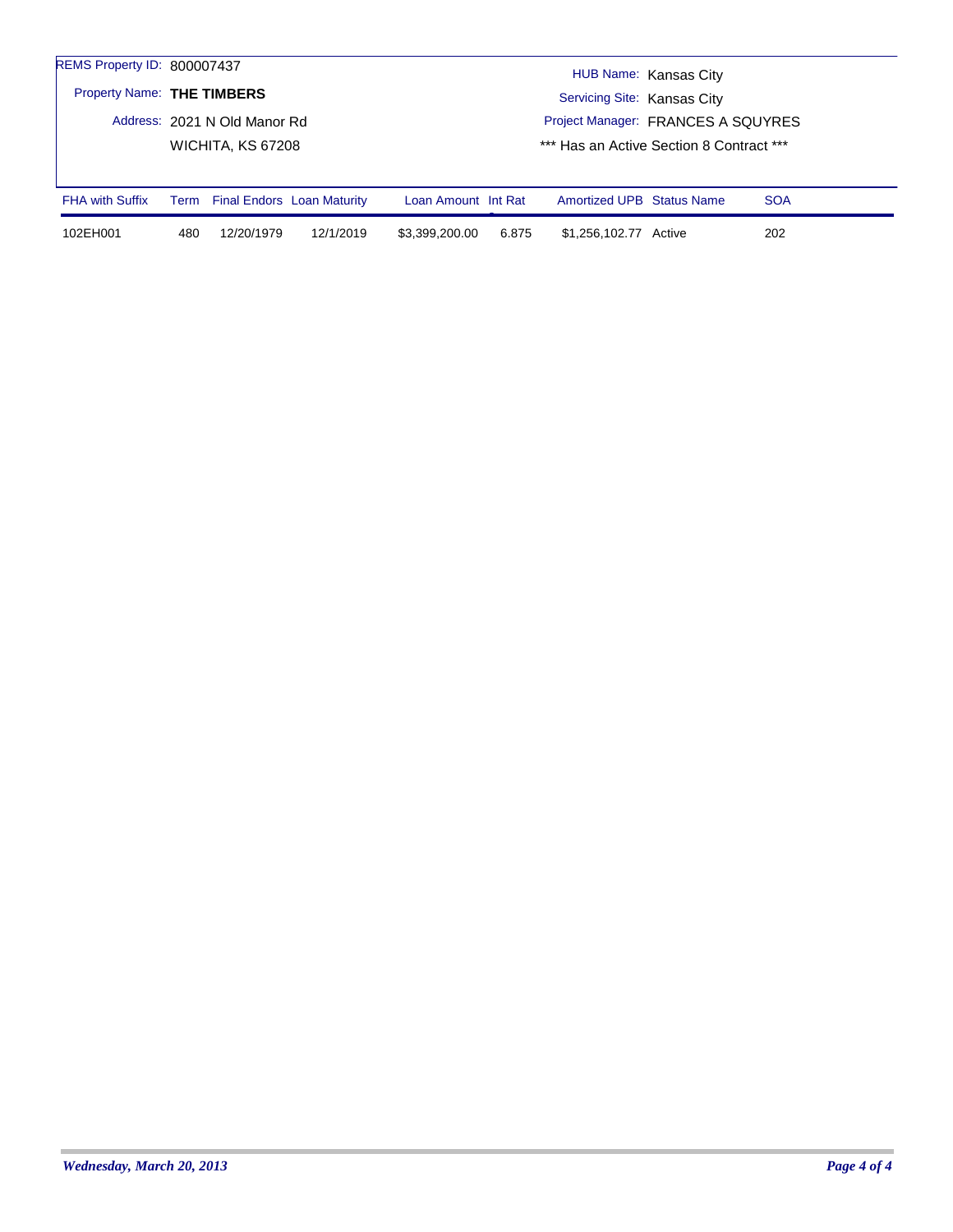REMS Property ID: 800007437

Property Name: **THE TIMBERS**

Address: 2021 N Old Manor Rd

WICHITA, KS 67208

HUB Name: Kansas City

Servicing Site: Kansas City

Project Manager: FRANCES A SQUYRES

*** Has an Active Section 8 Contract ***

| FHA with Suffix | Term | Final Endors | Loan Maturity | Loan Amount | Int Rate | Amortized UPB | Status Name | SOA |
|---|---|---|---|---|---|---|---|---|
| 102EH001 | 480 | 12/20/1979 | 12/1/2019 | $3,399,200.00 | 6.875 | $1,256,102.77 | Active | 202 |